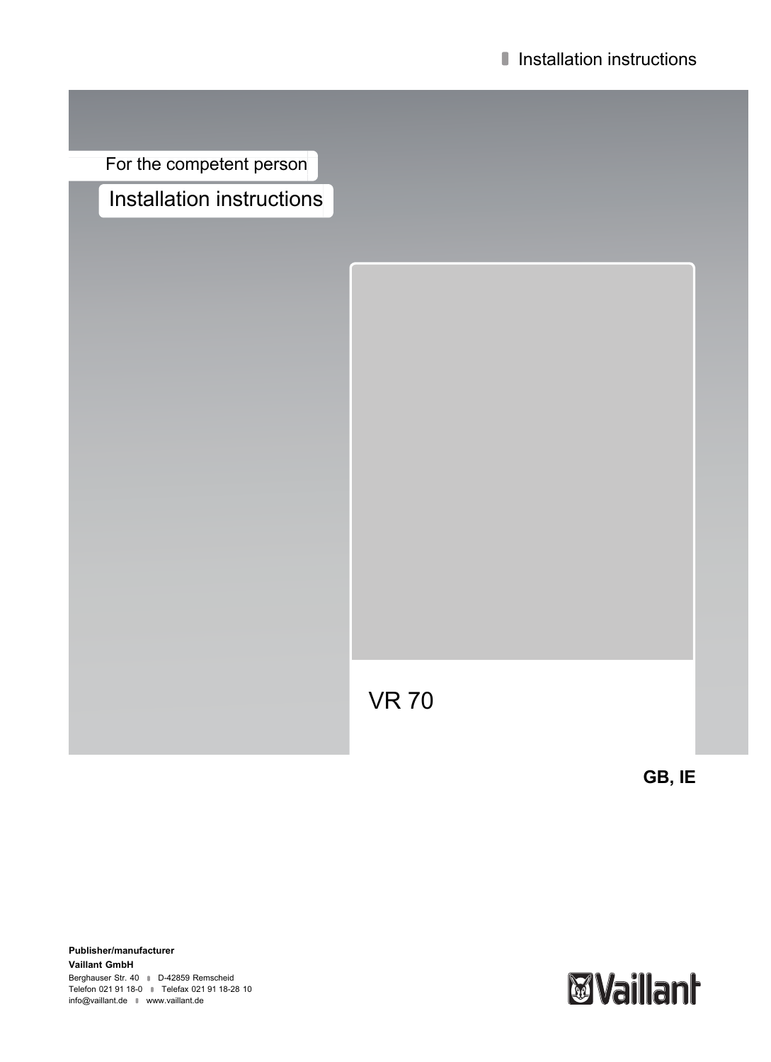Installation instructions

For the competent person

# Installation instructions

# VR 70

**GB, IE**

**Publisher/manufacturer**
**Vaillant GmbH**
Berghauser Str. 40 D-42859 Remscheid
Telefon 021 91 18-0 Telefax 021 91 18-28 10
info@vaillant.de www.vaillant.de

Vaillant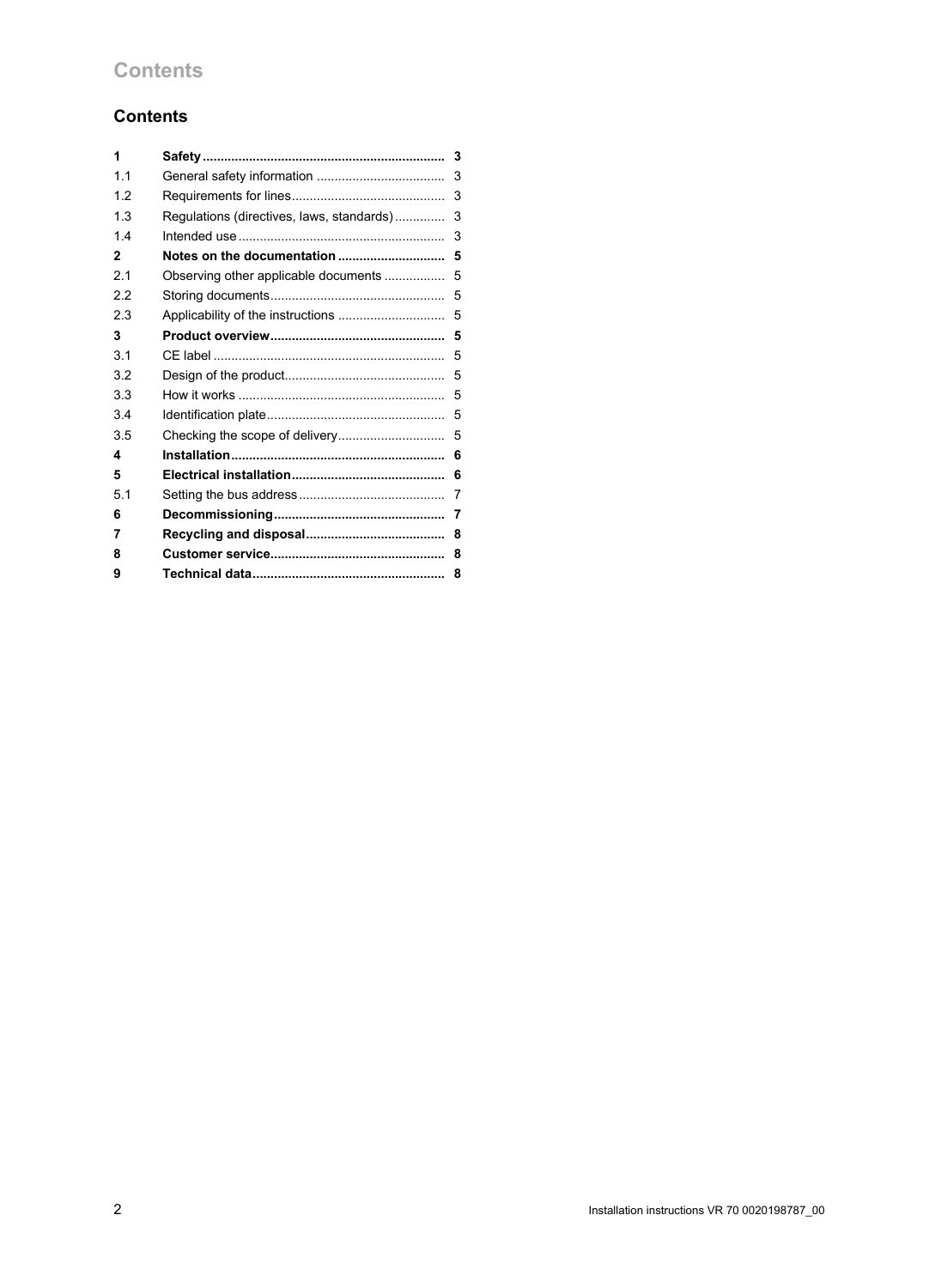## Contents

| | | |
|---|---|---|
| **1** | **Safety** | **3** |
| 1.1 | General safety information | 3 |
| 1.2 | Requirements for lines | 3 |
| 1.3 | Regulations (directives, laws, standards) | 3 |
| 1.4 | Intended use | 3 |
| **2** | **Notes on the documentation** | **5** |
| 2.1 | Observing other applicable documents | 5 |
| 2.2 | Storing documents | 5 |
| 2.3 | Applicability of the instructions | 5 |
| **3** | **Product overview** | **5** |
| 3.1 | CE label | 5 |
| 3.2 | Design of the product | 5 |
| 3.3 | How it works | 5 |
| 3.4 | Identification plate | 5 |
| 3.5 | Checking the scope of delivery | 5 |
| **4** | **Installation** | **6** |
| **5** | **Electrical installation** | **6** |
| 5.1 | Setting the bus address | 7 |
| **6** | **Decommissioning** | **7** |
| **7** | **Recycling and disposal** | **8** |
| **8** | **Customer service** | **8** |
| **9** | **Technical data** | **8** |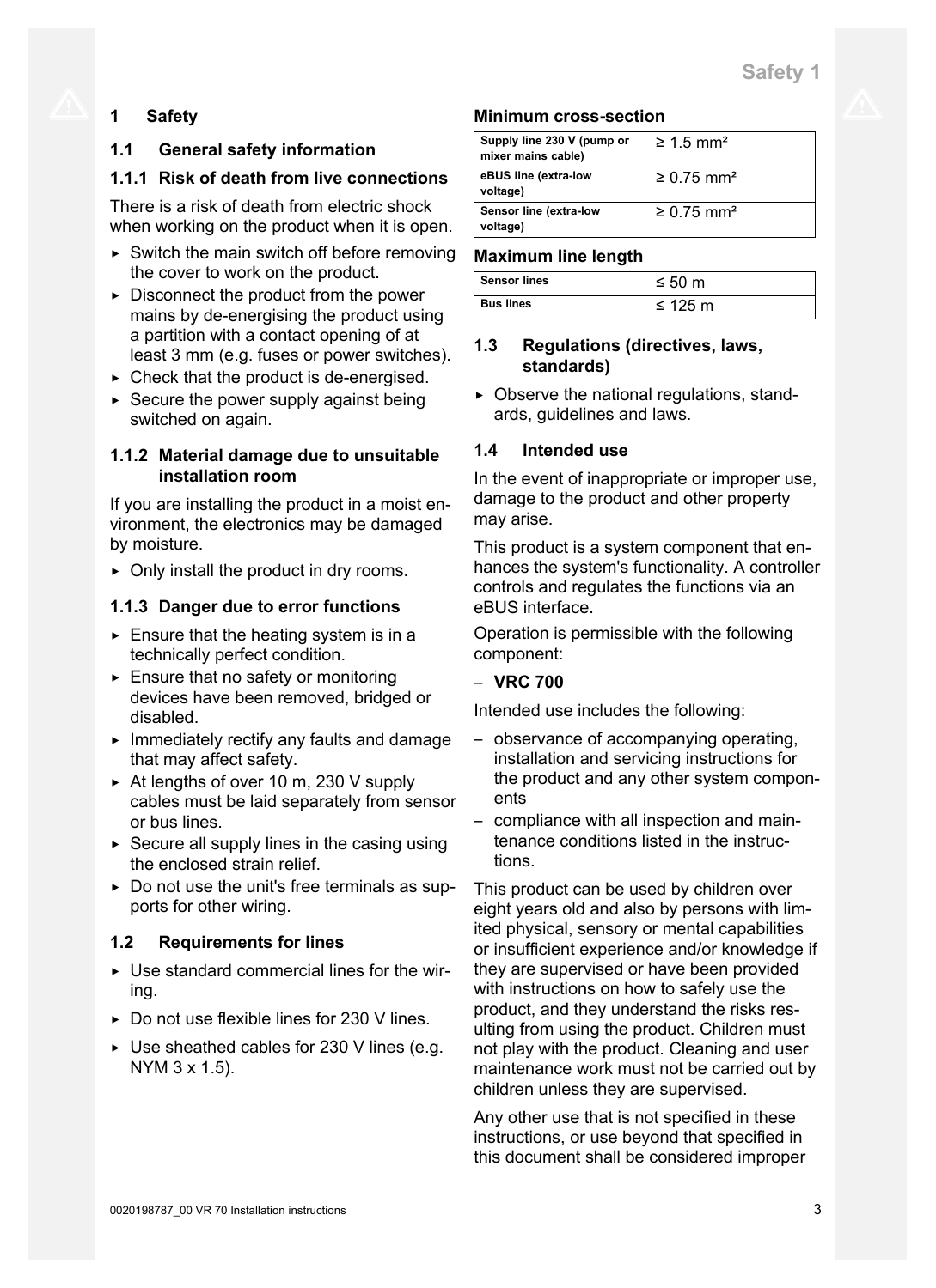# 1 Safety

## 1.1 General safety information

### 1.1.1 Risk of death from live connections

There is a risk of death from electric shock when working on the product when it is open.

- Switch the main switch off before removing the cover to work on the product.
- Disconnect the product from the power mains by de-energising the product using a partition with a contact opening of at least 3 mm (e.g. fuses or power switches).
- Check that the product is de-energised.
- Secure the power supply against being switched on again.

### 1.1.2 Material damage due to unsuitable installation room

If you are installing the product in a moist environment, the electronics may be damaged by moisture.

- Only install the product in dry rooms.

### 1.1.3 Danger due to error functions

- Ensure that the heating system is in a technically perfect condition.
- Ensure that no safety or monitoring devices have been removed, bridged or disabled.
- Immediately rectify any faults and damage that may affect safety.
- At lengths of over 10 m, 230 V supply cables must be laid separately from sensor or bus lines.
- Secure all supply lines in the casing using the enclosed strain relief.
- Do not use the unit's free terminals as supports for other wiring.

## 1.2 Requirements for lines

- Use standard commercial lines for the wiring.
- Do not use flexible lines for 230 V lines.
- Use sheathed cables for 230 V lines (e.g. NYM 3 x 1.5).

**Minimum cross-section**

| | |
|---|---|
| Supply line 230 V (pump or mixer mains cable) | ≥ 1.5 mm² |
| eBUS line (extra-low voltage) | ≥ 0.75 mm² |
| Sensor line (extra-low voltage) | ≥ 0.75 mm² |

**Maximum line length**

| | |
|---|---|
| Sensor lines | ≤ 50 m |
| Bus lines | ≤ 125 m |

## 1.3 Regulations (directives, laws, standards)

- Observe the national regulations, standards, guidelines and laws.

## 1.4 Intended use

In the event of inappropriate or improper use, damage to the product and other property may arise.

This product is a system component that enhances the system's functionality. A controller controls and regulates the functions via an eBUS interface.

Operation is permissible with the following component:

- **VRC 700**

Intended use includes the following:

- observance of accompanying operating, installation and servicing instructions for the product and any other system components
- compliance with all inspection and maintenance conditions listed in the instructions.

This product can be used by children over eight years old and also by persons with limited physical, sensory or mental capabilities or insufficient experience and/or knowledge if they are supervised or have been provided with instructions on how to safely use the product, and they understand the risks resulting from using the product. Children must not play with the product. Cleaning and user maintenance work must not be carried out by children unless they are supervised.

Any other use that is not specified in these instructions, or use beyond that specified in this document shall be considered improper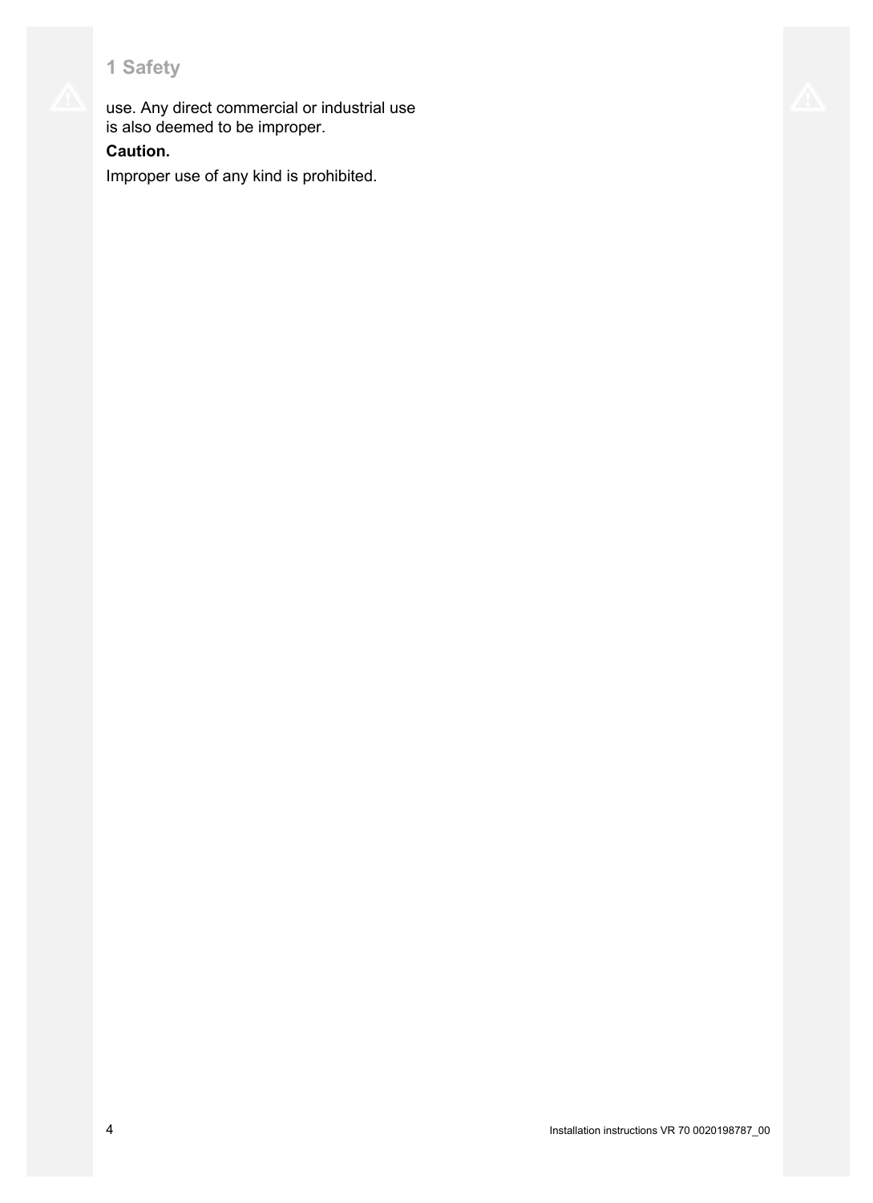use. Any direct commercial or industrial use is also deemed to be improper.

**Caution.**

Improper use of any kind is prohibited.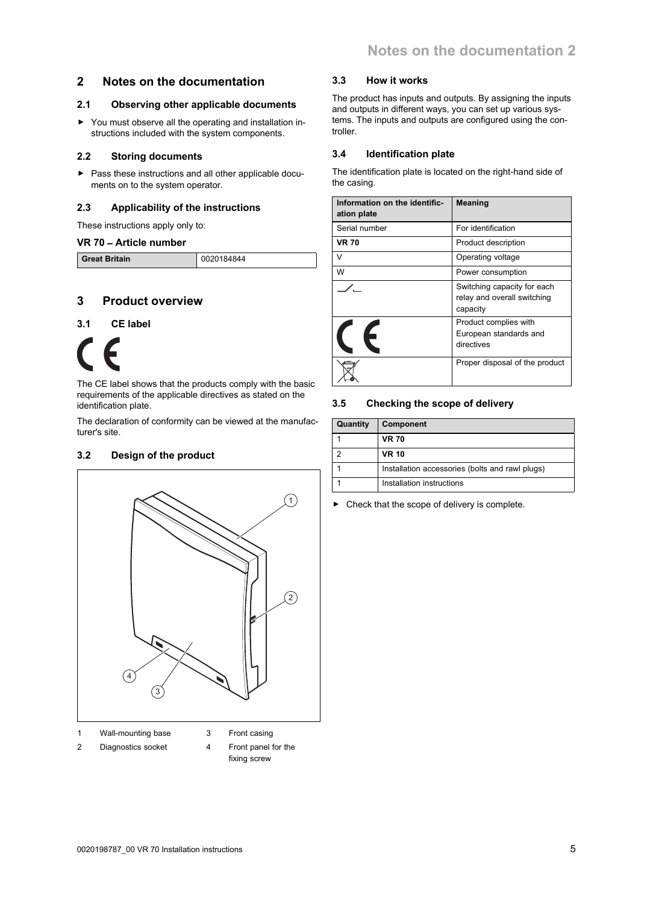## 2 Notes on the documentation

### 2.1 Observing other applicable documents

- You must observe all the operating and installation instructions included with the system components.

### 2.2 Storing documents

- Pass these instructions and all other applicable documents on to the system operator.

### 2.3 Applicability of the instructions

These instructions apply only to:

**VR 70 – Article number**

| Great Britain | 0020184844 |
|---|---|

## 3 Product overview

### 3.1 CE label

CE

The CE label shows that the products comply with the basic requirements of the applicable directives as stated on the identification plate.

The declaration of conformity can be viewed at the manufacturer's site.

### 3.2 Design of the product

| | | | |
|---|---|---|---|
| 1 | Wall-mounting base | 3 | Front casing |
| 2 | Diagnostics socket | 4 | Front panel for the fixing screw |

### 3.3 How it works

The product has inputs and outputs. By assigning the inputs and outputs in different ways, you can set up various systems. The inputs and outputs are configured using the controller.

### 3.4 Identification plate

The identification plate is located on the right-hand side of the casing.

| Information on the identification plate | Meaning |
|---|---|
| Serial number | For identification |
| **VR 70** | Product description |
| V | Operating voltage |
| W | Power consumption |
| (switch symbol) | Switching capacity for each relay and overall switching capacity |
| CE | Product complies with European standards and directives |
| (crossed-out wheeled bin symbol) | Proper disposal of the product |

### 3.5 Checking the scope of delivery

| Quantity | Component |
|---|---|
| 1 | **VR 70** |
| 2 | **VR 10** |
| 1 | Installation accessories (bolts and rawl plugs) |
| 1 | Installation instructions |

- Check that the scope of delivery is complete.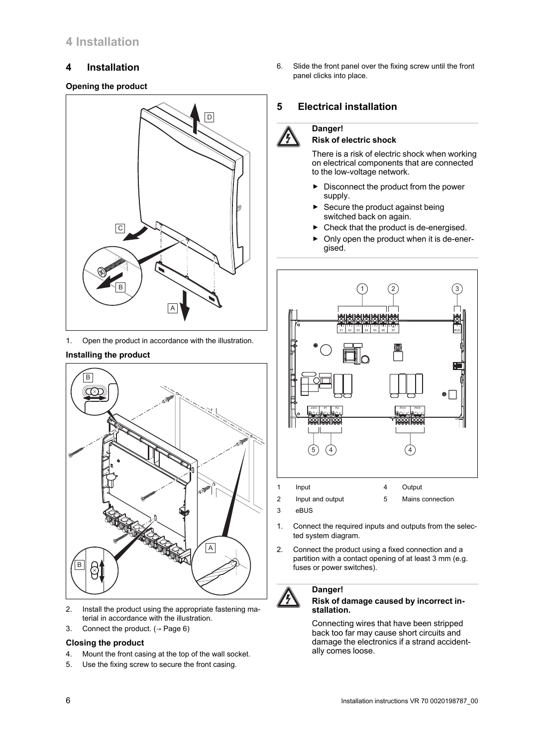# 4 Installation

### Opening the product

1. Open the product in accordance with the illustration.

### Installing the product

2. Install the product using the appropriate fastening material in accordance with the illustration.
3. Connect the product. (→ Page 6)

### Closing the product

4. Mount the front casing at the top of the wall socket.
5. Use the fixing screw to secure the front casing.
6. Slide the front panel over the fixing screw until the front panel clicks into place.

# 5 Electrical installation

**Danger!**
**Risk of electric shock**

There is a risk of electric shock when working on electrical components that are connected to the low-voltage network.

- Disconnect the product from the power supply.
- Secure the product against being switched back on again.
- Check that the product is de-energised.
- Only open the product when it is de-energised.

| | | | |
|---|---|---|---|
| 1 | Input | 4 | Output |
| 2 | Input and output | 5 | Mains connection |
| 3 | eBUS | | |

1. Connect the required inputs and outputs from the selected system diagram.
2. Connect the product using a fixed connection and a partition with a contact opening of at least 3 mm (e.g. fuses or power switches).

**Danger!**
**Risk of damage caused by incorrect installation.**

Connecting wires that have been stripped back too far may cause short circuits and damage the electronics if a strand accidentally comes loose.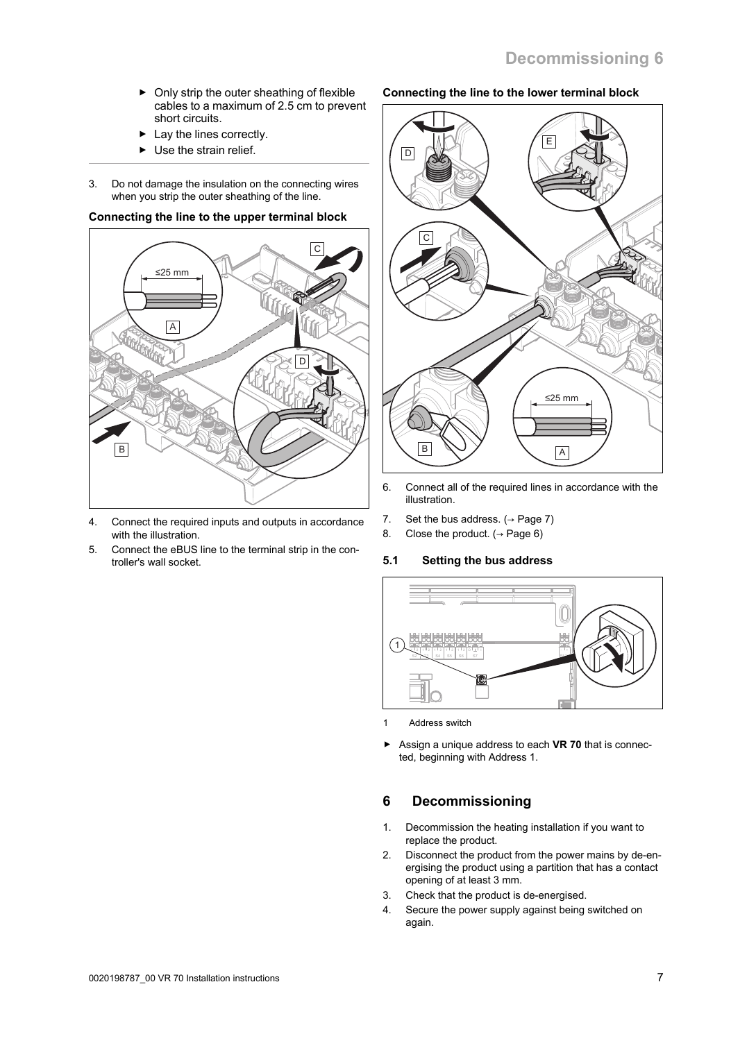- ▶ Only strip the outer sheathing of flexible cables to a maximum of 2.5 cm to prevent short circuits.
- ▶ Lay the lines correctly.
- ▶ Use the strain relief.

3. Do not damage the insulation on the connecting wires when you strip the outer sheathing of the line.

**Connecting the line to the upper terminal block**

4. Connect the required inputs and outputs in accordance with the illustration.
5. Connect the eBUS line to the terminal strip in the controller's wall socket.

**Connecting the line to the lower terminal block**

6. Connect all of the required lines in accordance with the illustration.
7. Set the bus address. (→ Page 7)
8. Close the product. (→ Page 6)

### 5.1 Setting the bus address

1 Address switch

- ▶ Assign a unique address to each **VR 70** that is connected, beginning with Address 1.

## 6 Decommissioning

1. Decommission the heating installation if you want to replace the product.
2. Disconnect the product from the power mains by de-energising the product using a partition that has a contact opening of at least 3 mm.
3. Check that the product is de-energised.
4. Secure the power supply against being switched on again.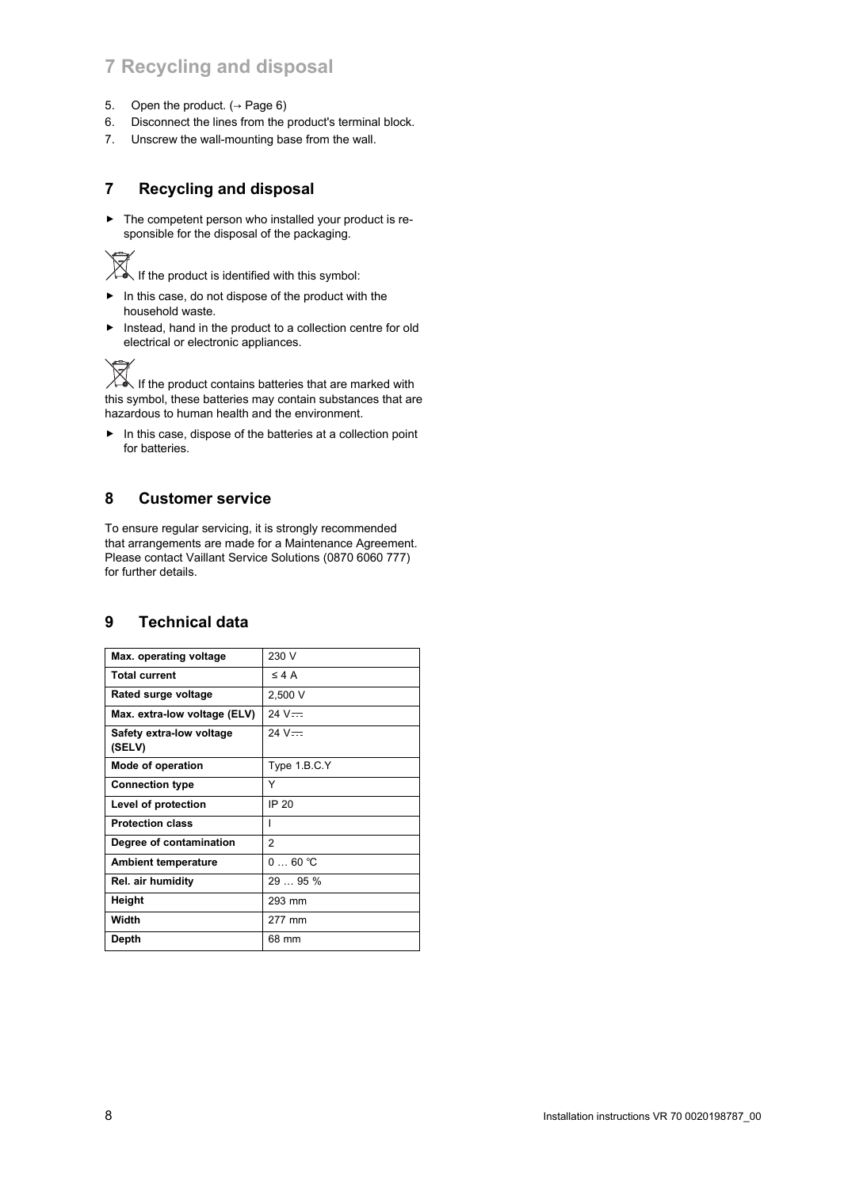5. Open the product. (→ Page 6)
6. Disconnect the lines from the product's terminal block.
7. Unscrew the wall-mounting base from the wall.

## 7 Recycling and disposal

- The competent person who installed your product is responsible for the disposal of the packaging.

If the product is identified with this symbol:

- In this case, do not dispose of the product with the household waste.
- Instead, hand in the product to a collection centre for old electrical or electronic appliances.

If the product contains batteries that are marked with this symbol, these batteries may contain substances that are hazardous to human health and the environment.

- In this case, dispose of the batteries at a collection point for batteries.

## 8 Customer service

To ensure regular servicing, it is strongly recommended that arrangements are made for a Maintenance Agreement. Please contact Vaillant Service Solutions (0870 6060 777) for further details.

## 9 Technical data

| | |
|---|---|
| **Max. operating voltage** | 230 V |
| **Total current** | ≤ 4 A |
| **Rated surge voltage** | 2,500 V |
| **Max. extra-low voltage (ELV)** | 24 V⎓ |
| **Safety extra-low voltage (SELV)** | 24 V⎓ |
| **Mode of operation** | Type 1.B.C.Y |
| **Connection type** | Y |
| **Level of protection** | IP 20 |
| **Protection class** | I |
| **Degree of contamination** | 2 |
| **Ambient temperature** | 0 … 60 ℃ |
| **Rel. air humidity** | 29 … 95 % |
| **Height** | 293 mm |
| **Width** | 277 mm |
| **Depth** | 68 mm |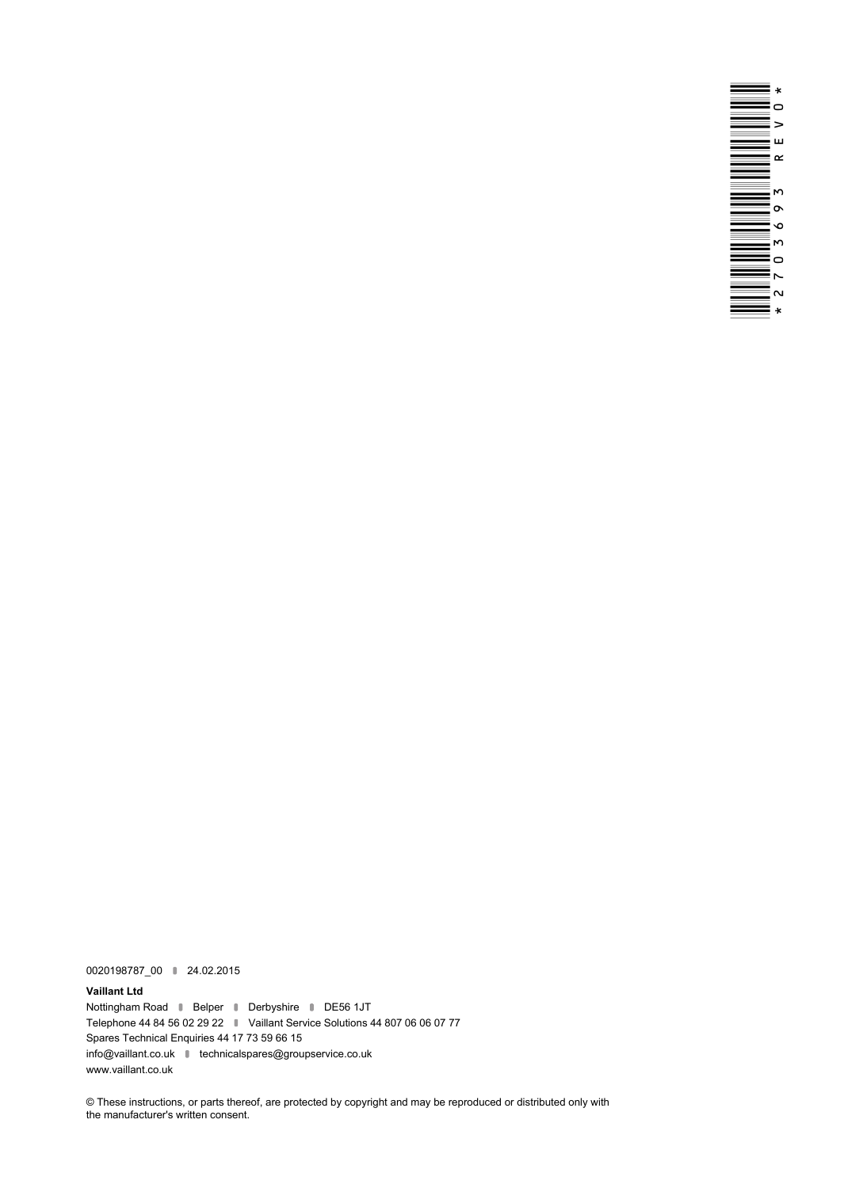*2703693 REV0*

0020198787_00 ▮ 24.02.2015

**Vaillant Ltd**

Nottingham Road ▮ Belper ▮ Derbyshire ▮ DE56 1JT
Telephone 44 84 56 02 29 22 ▮ Vaillant Service Solutions 44 807 06 06 07 77
Spares Technical Enquiries 44 17 73 59 66 15
info@vaillant.co.uk ▮ technicalspares@groupservice.co.uk
www.vaillant.co.uk

© These instructions, or parts thereof, are protected by copyright and may be reproduced or distributed only with the manufacturer's written consent.